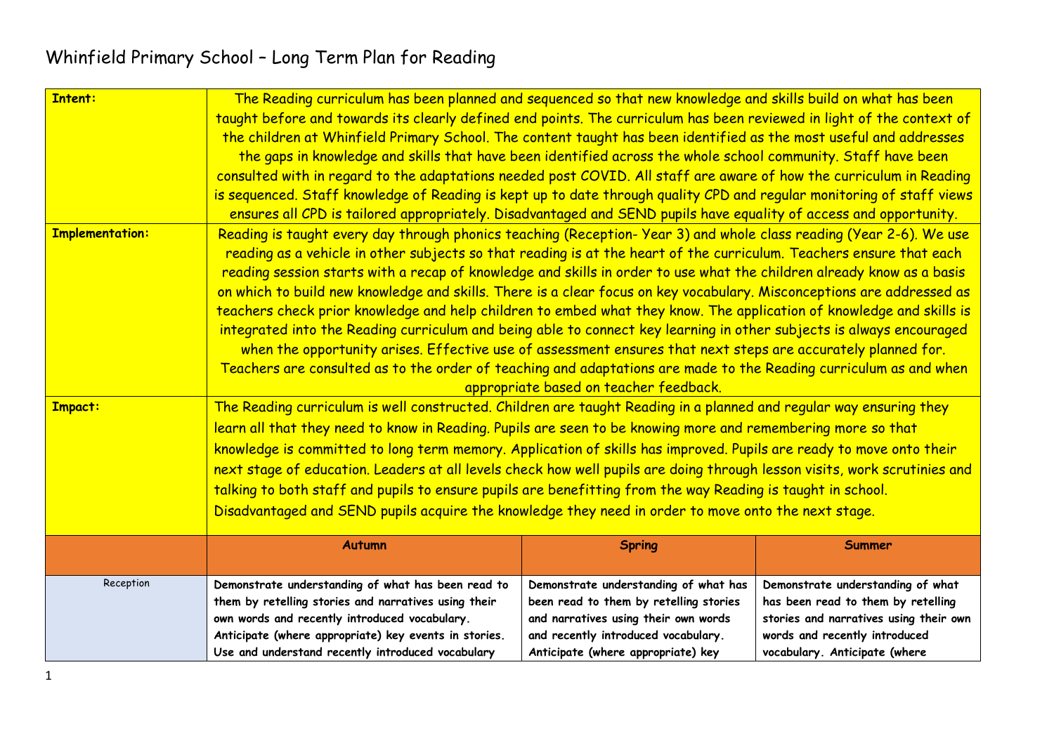# Whinfield Primary School – Long Term Plan for Reading

| **Intent:** | The Reading curriculum has been planned and sequenced so that new knowledge and skills build on what has been taught before and towards its clearly defined end points. The curriculum has been reviewed in light of the context of the children at Whinfield Primary School. The content taught has been identified as the most useful and addresses the gaps in knowledge and skills that have been identified across the whole school community. Staff have been consulted with in regard to the adaptations needed post COVID. All staff are aware of how the curriculum in Reading is sequenced. Staff knowledge of Reading is kept up to date through quality CPD and regular monitoring of staff views ensures all CPD is tailored appropriately. Disadvantaged and SEND pupils have equality of access and opportunity. | | |
|---|---|---|---|
| **Implementation:** | Reading is taught every day through phonics teaching (Reception- Year 3) and whole class reading (Year 2-6). We use reading as a vehicle in other subjects so that reading is at the heart of the curriculum. Teachers ensure that each reading session starts with a recap of knowledge and skills in order to use what the children already know as a basis on which to build new knowledge and skills. There is a clear focus on key vocabulary. Misconceptions are addressed as teachers check prior knowledge and help children to embed what they know. The application of knowledge and skills is integrated into the Reading curriculum and being able to connect key learning in other subjects is always encouraged when the opportunity arises. Effective use of assessment ensures that next steps are accurately planned for. Teachers are consulted as to the order of teaching and adaptations are made to the Reading curriculum as and when appropriate based on teacher feedback. | | |
| **Impact:** | The Reading curriculum is well constructed. Children are taught Reading in a planned and regular way ensuring they learn all that they need to know in Reading. Pupils are seen to be knowing more and remembering more so that knowledge is committed to long term memory. Application of skills has improved. Pupils are ready to move onto their next stage of education. Leaders at all levels check how well pupils are doing through lesson visits, work scrutinies and talking to both staff and pupils to ensure pupils are benefitting from the way Reading is taught in school. Disadvantaged and SEND pupils acquire the knowledge they need in order to move onto the next stage. | | |
| | **Autumn** | **Spring** | **Summer** |
| Reception | **Demonstrate understanding of what has been read to them by retelling stories and narratives using their own words and recently introduced vocabulary. Anticipate (where appropriate) key events in stories. Use and understand recently introduced vocabulary** | **Demonstrate understanding of what has been read to them by retelling stories and narratives using their own words and recently introduced vocabulary. Anticipate (where appropriate) key** | **Demonstrate understanding of what has been read to them by retelling stories and narratives using their own words and recently introduced vocabulary. Anticipate (where** |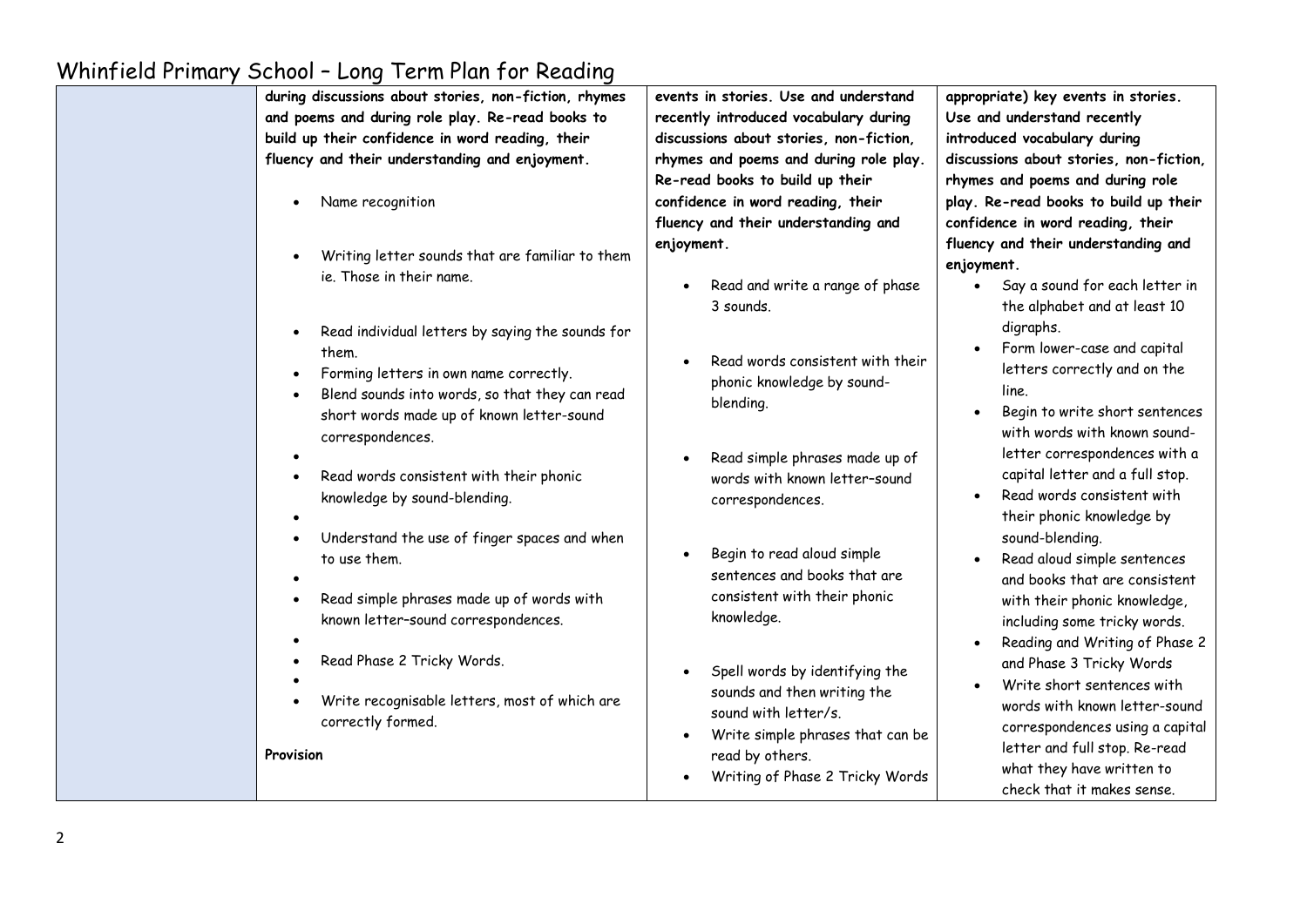# Whinfield Primary School – Long Term Plan for Reading

| | | | |
|---|---|---|---|
| | **during discussions about stories, non-fiction, rhymes and poems and during role play. Re-read books to build up their confidence in word reading, their fluency and their understanding and enjoyment.**<br><br>• Name recognition<br><br>• Writing letter sounds that are familiar to them ie. Those in their name.<br><br>• Read individual letters by saying the sounds for them.<br>• Forming letters in own name correctly.<br>• Blend sounds into words, so that they can read short words made up of known letter-sound correspondences.<br>•<br>• Read words consistent with their phonic knowledge by sound-blending.<br>•<br>• Understand the use of finger spaces and when to use them.<br>•<br>• Read simple phrases made up of words with known letter–sound correspondences.<br>•<br>• Read Phase 2 Tricky Words.<br>•<br>• Write recognisable letters, most of which are correctly formed.<br><br>**Provision** | **events in stories. Use and understand recently introduced vocabulary during discussions about stories, non-fiction, rhymes and poems and during role play. Re-read books to build up their confidence in word reading, their fluency and their understanding and enjoyment.**<br><br>• Read and write a range of phase 3 sounds.<br><br>• Read words consistent with their phonic knowledge by sound-blending.<br><br>• Read simple phrases made up of words with known letter–sound correspondences.<br><br>• Begin to read aloud simple sentences and books that are consistent with their phonic knowledge.<br><br>• Spell words by identifying the sounds and then writing the sound with letter/s.<br>• Write simple phrases that can be read by others.<br>• Writing of Phase 2 Tricky Words | **appropriate) key events in stories. Use and understand recently introduced vocabulary during discussions about stories, non-fiction, rhymes and poems and during role play. Re-read books to build up their confidence in word reading, their fluency and their understanding and enjoyment.**<br>• Say a sound for each letter in the alphabet and at least 10 digraphs.<br>• Form lower-case and capital letters correctly and on the line.<br>• Begin to write short sentences with words with known sound-letter correspondences with a capital letter and a full stop.<br>• Read words consistent with their phonic knowledge by sound-blending.<br>• Read aloud simple sentences and books that are consistent with their phonic knowledge, including some tricky words.<br>• Reading and Writing of Phase 2 and Phase 3 Tricky Words<br>• Write short sentences with words with known letter-sound correspondences using a capital letter and full stop. Re-read what they have written to check that it makes sense. |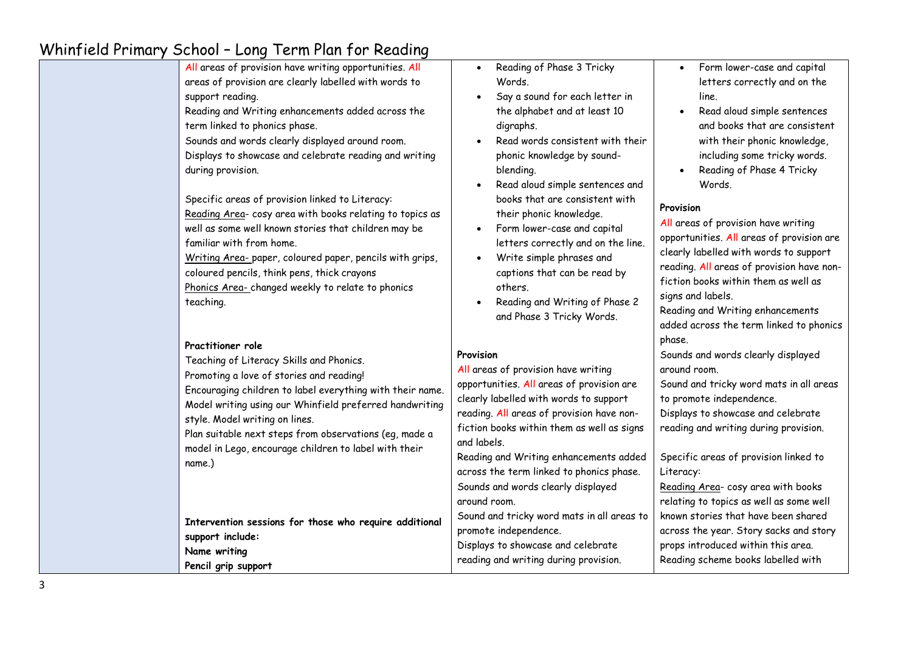# Whinfield Primary School – Long Term Plan for Reading

| | | | |
|---|---|---|---|
| | All areas of provision have writing opportunities. All areas of provision are clearly labelled with words to support reading.<br>Reading and Writing enhancements added across the term linked to phonics phase.<br>Sounds and words clearly displayed around room.<br>Displays to showcase and celebrate reading and writing during provision.<br><br>Specific areas of provision linked to Literacy:<br>Reading Area- cosy area with books relating to topics as well as some well known stories that children may be familiar with from home.<br>Writing Area- paper, coloured paper, pencils with grips, coloured pencils, think pens, thick crayons<br>Phonics Area- changed weekly to relate to phonics teaching.<br><br>**Practitioner role**<br>Teaching of Literacy Skills and Phonics.<br>Promoting a love of stories and reading!<br>Encouraging children to label everything with their name.<br>Model writing using our Whinfield preferred handwriting style. Model writing on lines.<br>Plan suitable next steps from observations (eg, made a model in Lego, encourage children to label with their name.)<br><br>**Intervention sessions for those who require additional support include:**<br>**Name writing**<br>**Pencil grip support** | • Reading of Phase 3 Tricky Words.<br>• Say a sound for each letter in the alphabet and at least 10 digraphs.<br>• Read words consistent with their phonic knowledge by sound-blending.<br>• Read aloud simple sentences and books that are consistent with their phonic knowledge.<br>• Form lower-case and capital letters correctly and on the line.<br>• Write simple phrases and captions that can be read by others.<br>• Reading and Writing of Phase 2 and Phase 3 Tricky Words.<br><br>**Provision**<br>All areas of provision have writing opportunities. All areas of provision are clearly labelled with words to support reading. All areas of provision have non-fiction books within them as well as signs and labels.<br>Reading and Writing enhancements added across the term linked to phonics phase.<br>Sounds and words clearly displayed around room.<br>Sound and tricky word mats in all areas to promote independence.<br>Displays to showcase and celebrate reading and writing during provision. | • Form lower-case and capital letters correctly and on the line.<br>• Read aloud simple sentences and books that are consistent with their phonic knowledge, including some tricky words.<br>• Reading of Phase 4 Tricky Words.<br><br>**Provision**<br>All areas of provision have writing opportunities. All areas of provision are clearly labelled with words to support reading. All areas of provision have non-fiction books within them as well as signs and labels.<br>Reading and Writing enhancements added across the term linked to phonics phase.<br>Sounds and words clearly displayed around room.<br>Sound and tricky word mats in all areas to promote independence.<br>Displays to showcase and celebrate reading and writing during provision.<br><br>Specific areas of provision linked to Literacy:<br>Reading Area- cosy area with books relating to topics as well as some well known stories that have been shared across the year. Story sacks and story props introduced within this area.<br>Reading scheme books labelled with |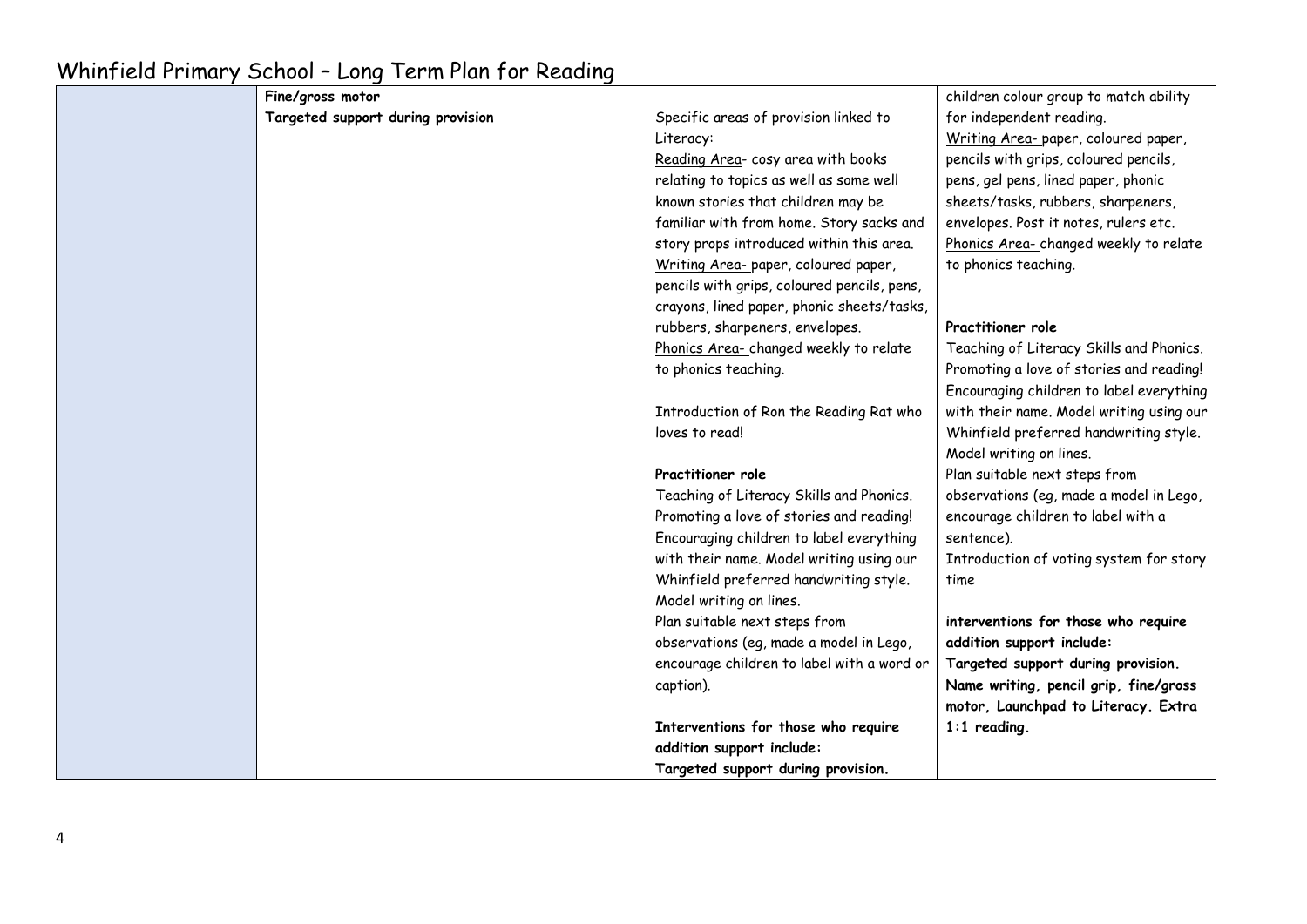# Whinfield Primary School – Long Term Plan for Reading

| | | | |
|---|---|---|---|
| | **Fine/gross motor**<br>**Targeted support during provision** | Specific areas of provision linked to Literacy:<br><u>Reading Area</u>- cosy area with books relating to topics as well as some well known stories that children may be familiar with from home. Story sacks and story props introduced within this area.<br><u>Writing Area-</u> paper, coloured paper, pencils with grips, coloured pencils, pens, crayons, lined paper, phonic sheets/tasks, rubbers, sharpeners, envelopes.<br><u>Phonics Area-</u> changed weekly to relate to phonics teaching.<br><br>Introduction of Ron the Reading Rat who loves to read!<br><br>**Practitioner role**<br>Teaching of Literacy Skills and Phonics. Promoting a love of stories and reading! Encouraging children to label everything with their name. Model writing using our Whinfield preferred handwriting style. Model writing on lines.<br>Plan suitable next steps from observations (eg, made a model in Lego, encourage children to label with a word or caption).<br><br>**Interventions for those who require addition support include:**<br>**Targeted support during provision.** | children colour group to match ability for independent reading.<br><u>Writing Area-</u> paper, coloured paper, pencils with grips, coloured pencils, pens, gel pens, lined paper, phonic sheets/tasks, rubbers, sharpeners, envelopes. Post it notes, rulers etc.<br><u>Phonics Area-</u> changed weekly to relate to phonics teaching.<br><br>**Practitioner role**<br>Teaching of Literacy Skills and Phonics. Promoting a love of stories and reading! Encouraging children to label everything with their name. Model writing using our Whinfield preferred handwriting style. Model writing on lines.<br>Plan suitable next steps from observations (eg, made a model in Lego, encourage children to label with a sentence).<br>Introduction of voting system for story time<br><br>**interventions for those who require addition support include:**<br>**Targeted support during provision.**<br>**Name writing, pencil grip, fine/gross motor, Launchpad to Literacy. Extra 1:1 reading.** |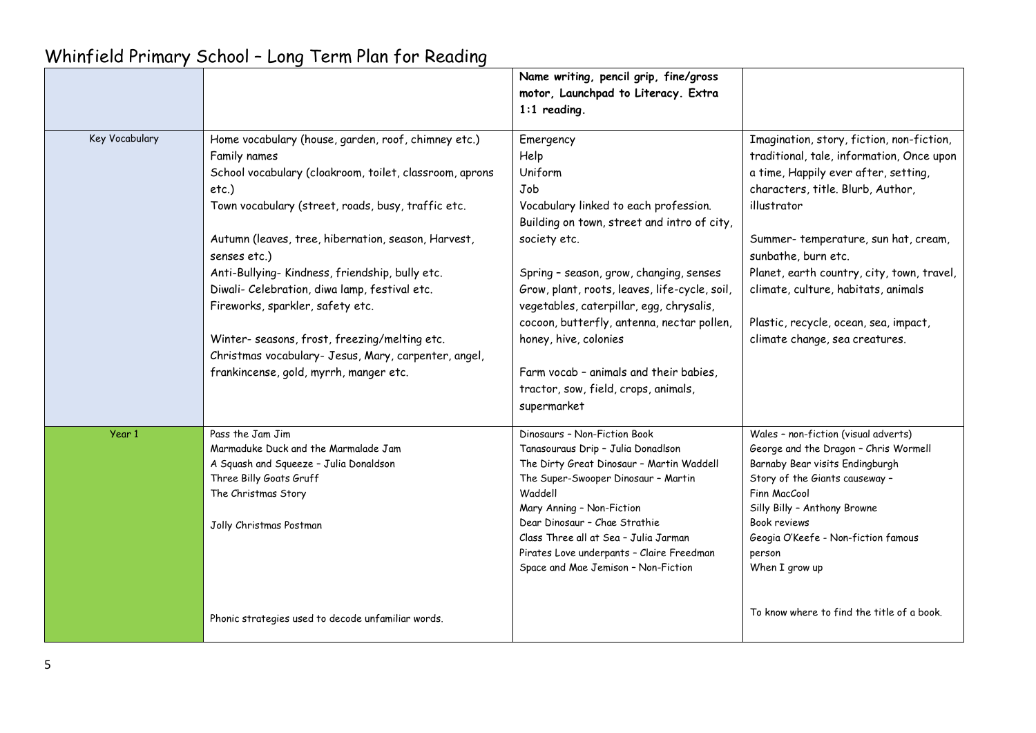# Whinfield Primary School – Long Term Plan for Reading

| | | | |
|---|---|---|---|
| | | **Name writing, pencil grip, fine/gross motor, Launchpad to Literacy. Extra 1:1 reading.** | |
| Key Vocabulary | Home vocabulary (house, garden, roof, chimney etc.)<br>Family names<br>School vocabulary (cloakroom, toilet, classroom, aprons etc.)<br>Town vocabulary (street, roads, busy, traffic etc.<br><br>Autumn (leaves, tree, hibernation, season, Harvest, senses etc.)<br>Anti-Bullying- Kindness, friendship, bully etc.<br>Diwali- Celebration, diwa lamp, festival etc.<br>Fireworks, sparkler, safety etc.<br><br>Winter- seasons, frost, freezing/melting etc.<br>Christmas vocabulary- Jesus, Mary, carpenter, angel, frankincense, gold, myrrh, manger etc. | Emergency<br>Help<br>Uniform<br>Job<br>Vocabulary linked to each profession. Building on town, street and intro of city, society etc.<br><br>Spring – season, grow, changing, senses<br>Grow, plant, roots, leaves, life-cycle, soil, vegetables, caterpillar, egg, chrysalis, cocoon, butterfly, antenna, nectar pollen, honey, hive, colonies<br><br>Farm vocab – animals and their babies, tractor, sow, field, crops, animals, supermarket | Imagination, story, fiction, non-fiction, traditional, tale, information, Once upon a time, Happily ever after, setting, characters, title. Blurb, Author, illustrator<br><br>Summer- temperature, sun hat, cream, sunbathe, burn etc.<br>Planet, earth country, city, town, travel, climate, culture, habitats, animals<br><br>Plastic, recycle, ocean, sea, impact, climate change, sea creatures. |
| Year 1 | Pass the Jam Jim<br>Marmaduke Duck and the Marmalade Jam<br>A Squash and Squeeze – Julia Donaldson<br>Three Billy Goats Gruff<br>The Christmas Story<br><br>Jolly Christmas Postman<br><br><br><br>Phonic strategies used to decode unfamiliar words. | Dinosaurs – Non-Fiction Book<br>Tanasouraus Drip – Julia Donadlson<br>The Dirty Great Dinosaur – Martin Waddell<br>The Super-Swooper Dinosaur – Martin Waddell<br>Mary Anning – Non-Fiction<br>Dear Dinosaur – Chae Strathie<br>Class Three all at Sea – Julia Jarman<br>Pirates Love underpants – Claire Freedman<br>Space and Mae Jemison – Non-Fiction | Wales – non-fiction (visual adverts)<br>George and the Dragon – Chris Wormell<br>Barnaby Bear visits Endingburgh<br>Story of the Giants causeway – Finn MacCool<br>Silly Billy – Anthony Browne<br>Book reviews<br>Geogia O'Keefe - Non-fiction famous person<br>When I grow up<br><br>To know where to find the title of a book. |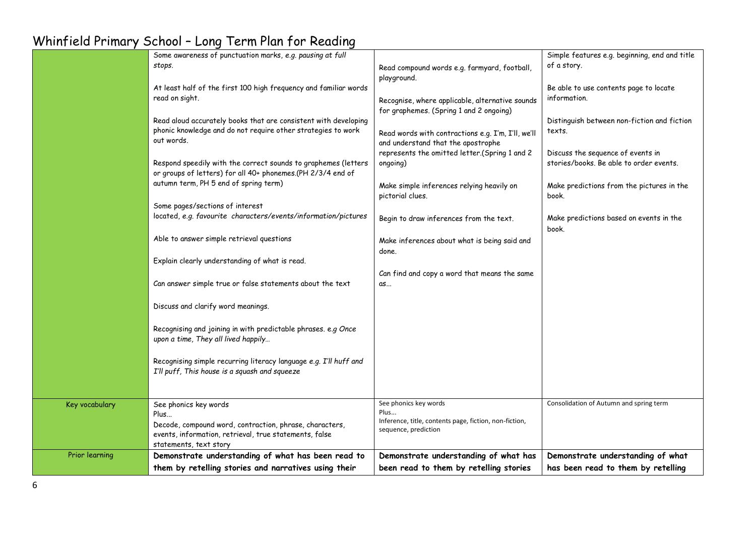# Whinfield Primary School – Long Term Plan for Reading

| | | | |
|---|---|---|---|
| | Some awareness of punctuation marks, *e.g. pausing at full stops.*<br><br>At least half of the first 100 high frequency and familiar words read on sight.<br><br>Read aloud accurately books that are consistent with developing phonic knowledge and do not require other strategies to work out words.<br><br>Respond speedily with the correct sounds to graphemes (letters or groups of letters) for all 40+ phonemes.(PH 2/3/4 end of autumn term, PH 5 end of spring term)<br><br>Some pages/sections of interest located, *e.g. favourite characters/events/information/pictures*<br><br>Able to answer simple retrieval questions<br><br>Explain clearly understanding of what is read.<br><br>Can answer simple true or false statements about the text<br><br>Discuss and clarify word meanings.<br><br>Recognising and joining in with predictable phrases. e.g *Once upon a time, They all lived happily…*<br><br>Recognising simple recurring literacy language e.g. *I'll huff and I'll puff, This house is a squash and squeeze* | Read compound words e.g. farmyard, football, playground.<br><br>Recognise, where applicable, alternative sounds for graphemes. (Spring 1 and 2 ongoing)<br><br>Read words with contractions e.g. I'm, I'll, we'll and understand that the apostrophe represents the omitted letter.(Spring 1 and 2 ongoing)<br><br>Make simple inferences relying heavily on pictorial clues.<br><br>Begin to draw inferences from the text.<br><br>Make inferences about what is being said and done.<br><br>Can find and copy a word that means the same as… | Simple features e.g. beginning, end and title of a story.<br><br>Be able to use contents page to locate information.<br><br>Distinguish between non-fiction and fiction texts.<br><br>Discuss the sequence of events in stories/books. Be able to order events.<br><br>Make predictions from the pictures in the book.<br><br>Make predictions based on events in the book. |
| Key vocabulary | See phonics key words<br>Plus…<br>Decode, compound word, contraction, phrase, characters, events, information, retrieval, true statements, false statements, text story | See phonics key words<br>Plus…<br>Inference, title, contents page, fiction, non-fiction, sequence, prediction | Consolidation of Autumn and spring term |
| Prior learning | **Demonstrate understanding of what has been read to them by retelling stories and narratives using their** | **Demonstrate understanding of what has been read to them by retelling stories** | **Demonstrate understanding of what has been read to them by retelling** |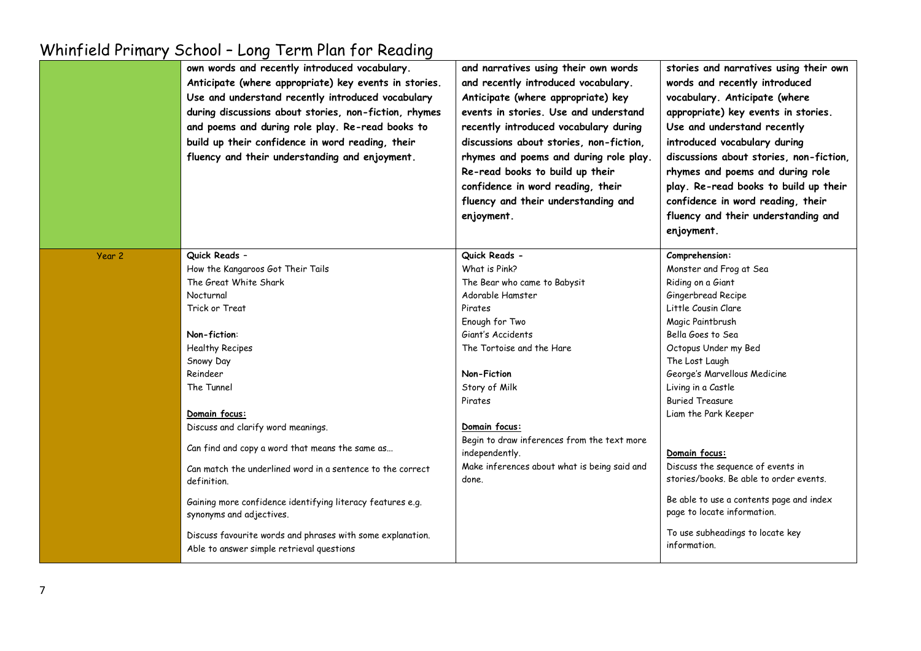# Whinfield Primary School – Long Term Plan for Reading

| | | | |
|---|---|---|---|
| | **own words and recently introduced vocabulary. Anticipate (where appropriate) key events in stories. Use and understand recently introduced vocabulary during discussions about stories, non-fiction, rhymes and poems and during role play. Re-read books to build up their confidence in word reading, their fluency and their understanding and enjoyment.** | **and narratives using their own words and recently introduced vocabulary. Anticipate (where appropriate) key events in stories. Use and understand recently introduced vocabulary during discussions about stories, non-fiction, rhymes and poems and during role play. Re-read books to build up their confidence in word reading, their fluency and their understanding and enjoyment.** | **stories and narratives using their own words and recently introduced vocabulary. Anticipate (where appropriate) key events in stories. Use and understand recently introduced vocabulary during discussions about stories, non-fiction, rhymes and poems and during role play. Re-read books to build up their confidence in word reading, their fluency and their understanding and enjoyment.** |
| Year 2 | **Quick Reads –**<br>How the Kangaroos Got Their Tails<br>The Great White Shark<br>Nocturnal<br>Trick or Treat<br><br>**Non-fiction**:<br>Healthy Recipes<br>Snowy Day<br>Reindeer<br>The Tunnel<br><br>**<u>Domain focus:</u>**<br>Discuss and clarify word meanings.<br><br>Can find and copy a word that means the same as…<br><br>Can match the underlined word in a sentence to the correct definition.<br><br>Gaining more confidence identifying literacy features e.g. synonyms and adjectives.<br><br>Discuss favourite words and phrases with some explanation.<br>Able to answer simple retrieval questions | **Quick Reads –**<br>What is Pink?<br>The Bear who came to Babysit<br>Adorable Hamster<br>Pirates<br>Enough for Two<br>Giant's Accidents<br>The Tortoise and the Hare<br><br>**Non-Fiction**<br>Story of Milk<br>Pirates<br><br>**<u>Domain focus:</u>**<br>Begin to draw inferences from the text more independently.<br><br>Make inferences about what is being said and done. | **Comprehension:**<br>Monster and Frog at Sea<br>Riding on a Giant<br>Gingerbread Recipe<br>Little Cousin Clare<br>Magic Paintbrush<br>Bella Goes to Sea<br>Octopus Under my Bed<br>The Lost Laugh<br>George's Marvellous Medicine<br>Living in a Castle<br>Buried Treasure<br>Liam the Park Keeper<br><br>**<u>Domain focus:</u>**<br>Discuss the sequence of events in stories/books. Be able to order events.<br><br>Be able to use a contents page and index page to locate information.<br><br>To use subheadings to locate key information. |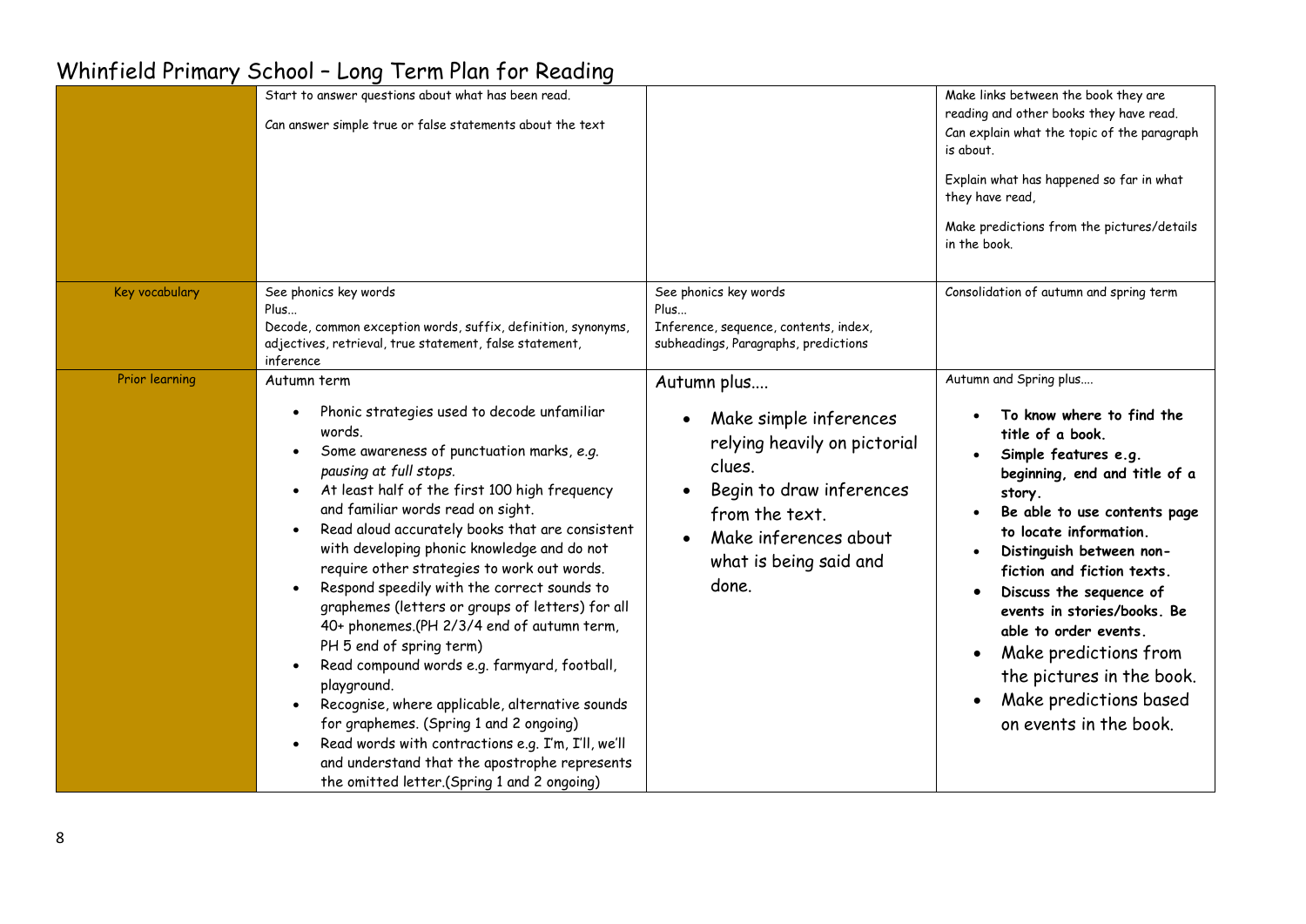# Whinfield Primary School – Long Term Plan for Reading

| | | | |
|---|---|---|---|
| | Start to answer questions about what has been read.<br><br>Can answer simple true or false statements about the text | | Make links between the book they are reading and other books they have read.<br>Can explain what the topic of the paragraph is about.<br><br>Explain what has happened so far in what they have read,<br><br>Make predictions from the pictures/details in the book. |
| Key vocabulary | See phonics key words<br>Plus…<br>Decode, common exception words, suffix, definition, synonyms, adjectives, retrieval, true statement, false statement, inference | See phonics key words<br>Plus…<br>Inference, sequence, contents, index, subheadings, Paragraphs, predictions | Consolidation of autumn and spring term |
| Prior learning | Autumn term<br><br>• Phonic strategies used to decode unfamiliar words.<br>• Some awareness of punctuation marks, *e.g. pausing at full stops.*<br>• At least half of the first 100 high frequency and familiar words read on sight.<br>• Read aloud accurately books that are consistent with developing phonic knowledge and do not require other strategies to work out words.<br>• Respond speedily with the correct sounds to graphemes (letters or groups of letters) for all 40+ phonemes.(PH 2/3/4 end of autumn term, PH 5 end of spring term)<br>• Read compound words e.g. farmyard, football, playground.<br>• Recognise, where applicable, alternative sounds for graphemes. (Spring 1 and 2 ongoing)<br>• Read words with contractions e.g. I'm, I'll, we'll and understand that the apostrophe represents the omitted letter.(Spring 1 and 2 ongoing) | Autumn plus….<br><br>• Make simple inferences relying heavily on pictorial clues.<br>• Begin to draw inferences from the text.<br>• Make inferences about what is being said and done. | Autumn and Spring plus….<br><br>• **To know where to find the title of a book.**<br>• **Simple features e.g. beginning, end and title of a story.**<br>• **Be able to use contents page to locate information.**<br>• **Distinguish between non-fiction and fiction texts.**<br>• **Discuss the sequence of events in stories/books. Be able to order events.**<br>• Make predictions from the pictures in the book.<br>• Make predictions based on events in the book. |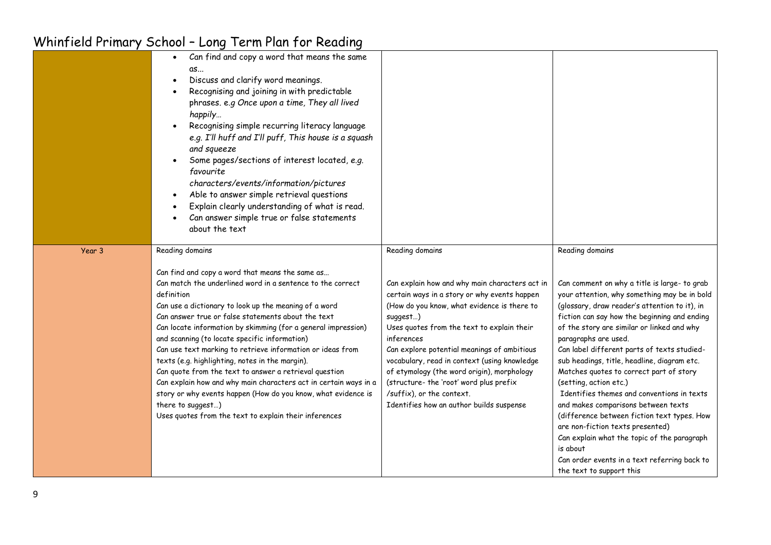# Whinfield Primary School – Long Term Plan for Reading

| | | | |
|---|---|---|---|
| | • Can find and copy a word that means the same as...<br>• Discuss and clarify word meanings.<br>• Recognising and joining in with predictable phrases. e.g *Once upon a time, They all lived happily…*<br>• Recognising simple recurring literacy language *e.g. I'll huff and I'll puff, This house is a squash and squeeze*<br>• Some pages/sections of interest located, *e.g. favourite characters/events/information/pictures*<br>• Able to answer simple retrieval questions<br>• Explain clearly understanding of what is read.<br>• Can answer simple true or false statements about the text | | |
| Year 3 | Reading domains<br><br>Can find and copy a word that means the same as…<br>Can match the underlined word in a sentence to the correct definition<br>Can use a dictionary to look up the meaning of a word<br>Can answer true or false statements about the text<br>Can locate information by skimming (for a general impression) and scanning (to locate specific information)<br>Can use text marking to retrieve information or ideas from texts (e.g. highlighting, notes in the margin).<br>Can quote from the text to answer a retrieval question<br>Can explain how and why main characters act in certain ways in a story or why events happen (How do you know, what evidence is there to suggest…)<br>Uses quotes from the text to explain their inferences | Reading domains<br><br>Can explain how and why main characters act in certain ways in a story or why events happen (How do you know, what evidence is there to suggest…)<br>Uses quotes from the text to explain their inferences<br>Can explore potential meanings of ambitious vocabulary, read in context (using knowledge of etymology (the word origin), morphology (structure- the 'root' word plus prefix /suffix), or the context.<br>Identifies how an author builds suspense | Reading domains<br><br>Can comment on why a title is large- to grab your attention, why something may be in bold (glossary, draw reader's attention to it), in fiction can say how the beginning and ending of the story are similar or linked and why paragraphs are used.<br>Can label different parts of texts studied- sub headings, title, headline, diagram etc.<br>Matches quotes to correct part of story (setting, action etc.)<br>Identifies themes and conventions in texts and makes comparisons between texts (difference between fiction text types. How are non-fiction texts presented)<br>Can explain what the topic of the paragraph is about<br>Can order events in a text referring back to the text to support this |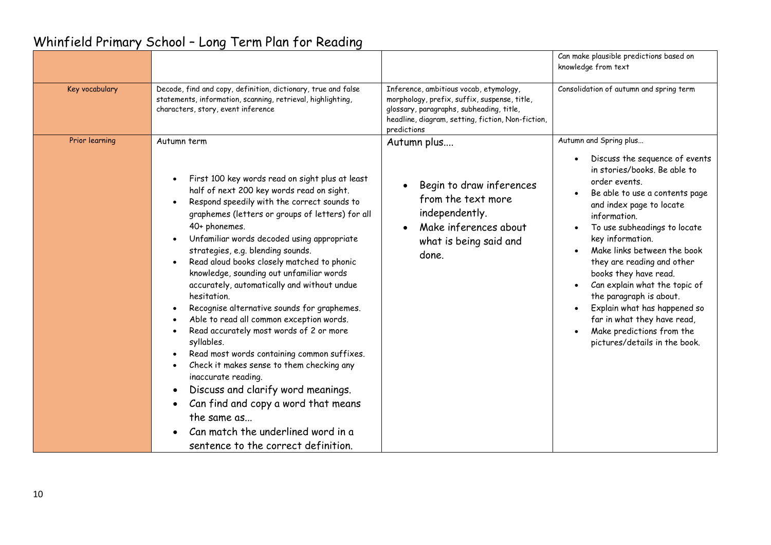# Whinfield Primary School – Long Term Plan for Reading

| | | | |
|---|---|---|---|
| | | | Can make plausible predictions based on knowledge from text |
| Key vocabulary | Decode, find and copy, definition, dictionary, true and false statements, information, scanning, retrieval, highlighting, characters, story, event inference | Inference, ambitious vocab, etymology, morphology, prefix, suffix, suspense, title, glossary, paragraphs, subheading, title, headline, diagram, setting, fiction, Non-fiction, predictions | Consolidation of autumn and spring term |
| Prior learning | Autumn term<br><br>• First 100 key words read on sight plus at least half of next 200 key words read on sight.<br>• Respond speedily with the correct sounds to graphemes (letters or groups of letters) for all 40+ phonemes.<br>• Unfamiliar words decoded using appropriate strategies, e.g. blending sounds.<br>• Read aloud books closely matched to phonic knowledge, sounding out unfamiliar words accurately, automatically and without undue hesitation.<br>• Recognise alternative sounds for graphemes.<br>• Able to read all common exception words.<br>• Read accurately most words of 2 or more syllables.<br>• Read most words containing common suffixes.<br>• Check it makes sense to them checking any inaccurate reading.<br>• Discuss and clarify word meanings.<br>• Can find and copy a word that means the same as...<br>• Can match the underlined word in a sentence to the correct definition. | Autumn plus....<br><br>• Begin to draw inferences from the text more independently.<br>• Make inferences about what is being said and done. | Autumn and Spring plus...<br><br>• Discuss the sequence of events in stories/books. Be able to order events.<br>• Be able to use a contents page and index page to locate information.<br>• To use subheadings to locate key information.<br>• Make links between the book they are reading and other books they have read.<br>• Can explain what the topic of the paragraph is about.<br>• Explain what has happened so far in what they have read,<br>• Make predictions from the pictures/details in the book. |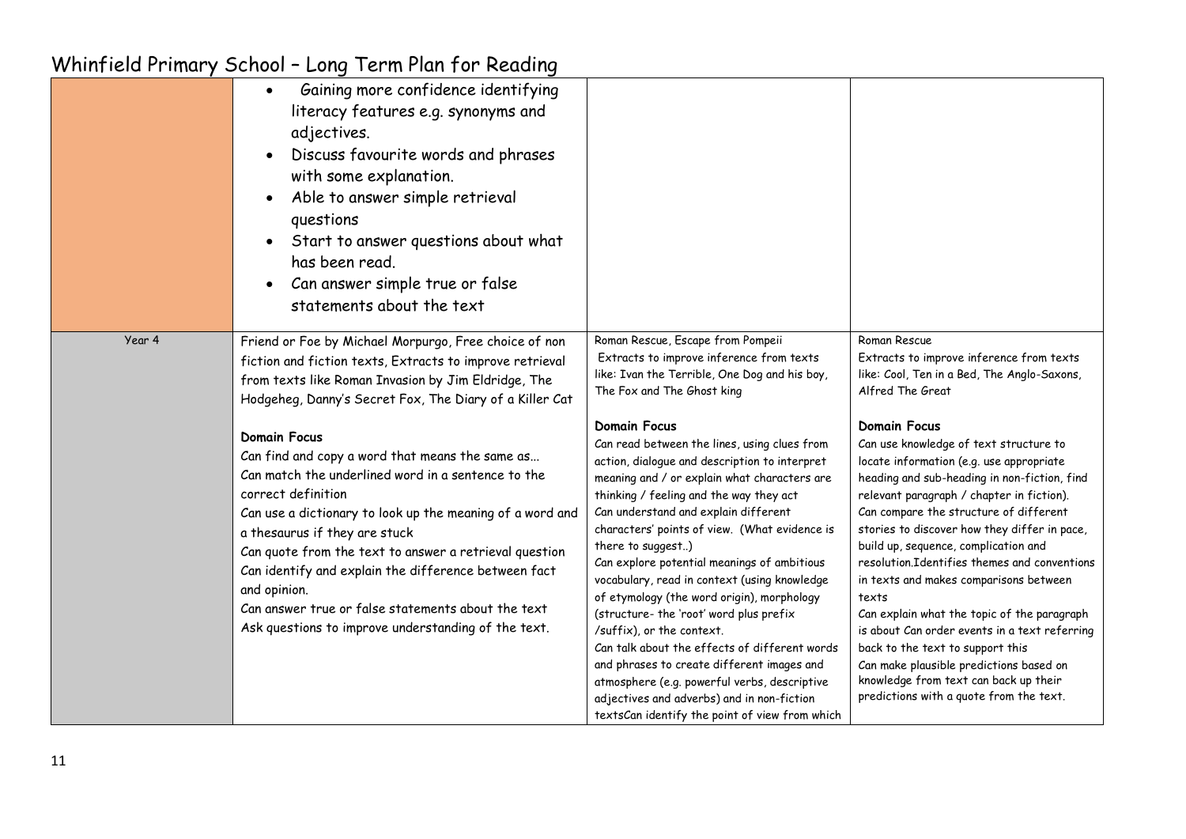# Whinfield Primary School – Long Term Plan for Reading

| | | | |
|---|---|---|---|
| | • Gaining more confidence identifying literacy features e.g. synonyms and adjectives.<br>• Discuss favourite words and phrases with some explanation.<br>• Able to answer simple retrieval questions<br>• Start to answer questions about what has been read.<br>• Can answer simple true or false statements about the text | | |
| Year 4 | Friend or Foe by Michael Morpurgo, Free choice of non fiction and fiction texts, Extracts to improve retrieval from texts like Roman Invasion by Jim Eldridge, The Hodgeheg, Danny's Secret Fox, The Diary of a Killer Cat<br><br>**Domain Focus**<br>Can find and copy a word that means the same as...<br>Can match the underlined word in a sentence to the correct definition<br>Can use a dictionary to look up the meaning of a word and a thesaurus if they are stuck<br>Can quote from the text to answer a retrieval question<br>Can identify and explain the difference between fact and opinion.<br>Can answer true or false statements about the text<br>Ask questions to improve understanding of the text. | Roman Rescue, Escape from Pompeii<br>Extracts to improve inference from texts like: Ivan the Terrible, One Dog and his boy, The Fox and The Ghost king<br><br>**Domain Focus**<br>Can read between the lines, using clues from action, dialogue and description to interpret meaning and / or explain what characters are thinking / feeling and the way they act<br>Can understand and explain different characters' points of view. (What evidence is there to suggest..)<br>Can explore potential meanings of ambitious vocabulary, read in context (using knowledge of etymology (the word origin), morphology (structure- the 'root' word plus prefix /suffix), or the context.<br>Can talk about the effects of different words and phrases to create different images and atmosphere (e.g. powerful verbs, descriptive adjectives and adverbs) and in non-fiction textsCan identify the point of view from which | Roman Rescue<br>Extracts to improve inference from texts like: Cool, Ten in a Bed, The Anglo-Saxons, Alfred The Great<br><br>**Domain Focus**<br>Can use knowledge of text structure to locate information (e.g. use appropriate heading and sub-heading in non-fiction, find relevant paragraph / chapter in fiction).<br>Can compare the structure of different stories to discover how they differ in pace, build up, sequence, complication and resolution.Identifies themes and conventions in texts and makes comparisons between texts<br>Can explain what the topic of the paragraph is about Can order events in a text referring back to the text to support this<br>Can make plausible predictions based on knowledge from text can back up their predictions with a quote from the text. |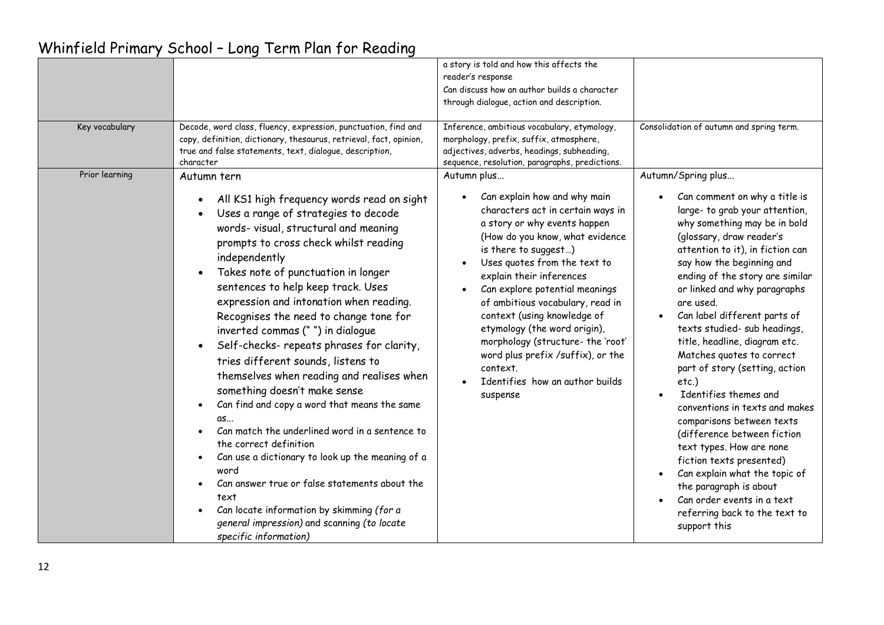# Whinfield Primary School – Long Term Plan for Reading

| | | | |
|---|---|---|---|
| | | a story is told and how this affects the reader's response<br>Can discuss how an author builds a character through dialogue, action and description. | |
| Key vocabulary | Decode, word class, fluency, expression, punctuation, find and copy, definition, dictionary, thesaurus, retrieval, fact, opinion, true and false statements, text, dialogue, description, character | Inference, ambitious vocabulary, etymology, morphology, prefix, suffix, atmosphere, adjectives, adverbs, headings, subheading, sequence, resolution, paragraphs, predictions. | Consolidation of autumn and spring term. |
| Prior learning | Autumn tern<br>• All KS1 high frequency words read on sight<br>• Uses a range of strategies to decode words- visual, structural and meaning prompts to cross check whilst reading independently<br>• Takes note of punctuation in longer sentences to help keep track. Uses expression and intonation when reading. Recognises the need to change tone for inverted commas (" ") in dialogue<br>• Self-checks- repeats phrases for clarity, tries different sounds, listens to themselves when reading and realises when something doesn't make sense<br>• Can find and copy a word that means the same as...<br>• Can match the underlined word in a sentence to the correct definition<br>• Can use a dictionary to look up the meaning of a word<br>• Can answer true or false statements about the text<br>• Can locate information by skimming *(for a general impression)* and scanning *(to locate specific information)* | Autumn plus...<br>• Can explain how and why main characters act in certain ways in a story or why events happen (How do you know, what evidence is there to suggest…)<br>• Uses quotes from the text to explain their inferences<br>• Can explore potential meanings of ambitious vocabulary, read in context (using knowledge of etymology (the word origin), morphology (structure- the 'root' word plus prefix /suffix), or the context.<br>• Identifies how an author builds suspense | Autumn/Spring plus...<br>• Can comment on why a title is large- to grab your attention, why something may be in bold (glossary, draw reader's attention to it), in fiction can say how the beginning and ending of the story are similar or linked and why paragraphs are used.<br>• Can label different parts of texts studied- sub headings, title, headline, diagram etc. Matches quotes to correct part of story (setting, action etc.)<br>• Identifies themes and conventions in texts and makes comparisons between texts (difference between fiction text types. How are none fiction texts presented)<br>• Can explain what the topic of the paragraph is about<br>• Can order events in a text referring back to the text to support this |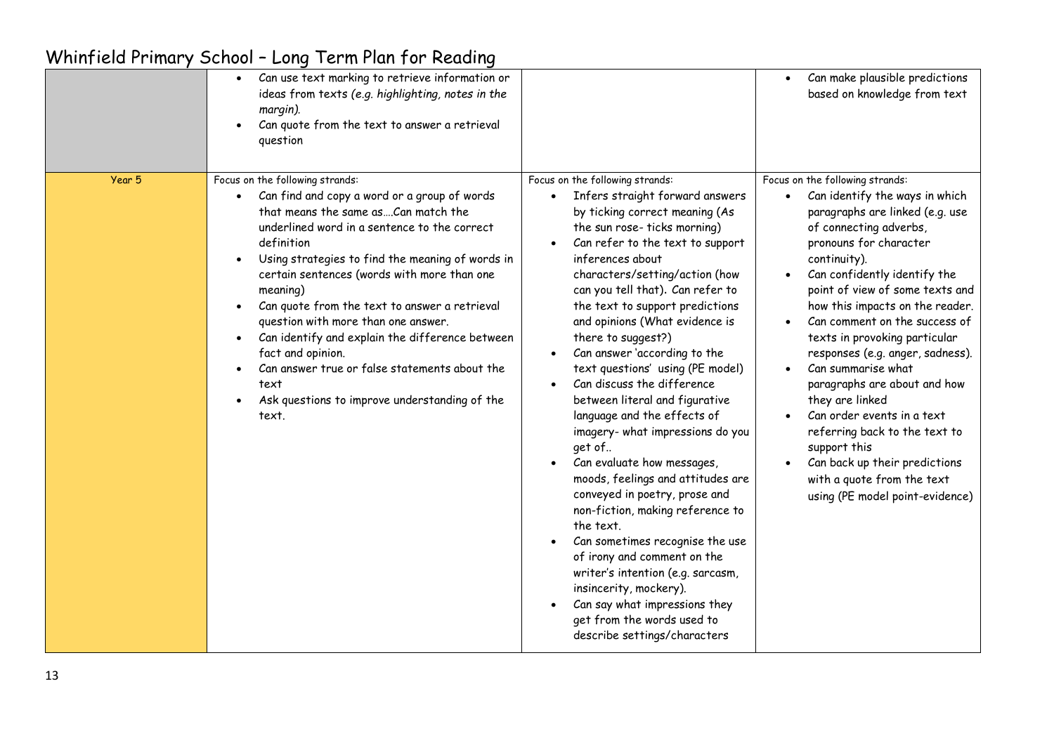# Whinfield Primary School – Long Term Plan for Reading

| | | | |
|---|---|---|---|
| | <ul><li>Can use text marking to retrieve information or ideas from texts *(e.g. highlighting, notes in the margin).*</li><li>Can quote from the text to answer a retrieval question</li></ul> | | <ul><li>Can make plausible predictions based on knowledge from text</li></ul> |
| Year 5 | Focus on the following strands:<ul><li>Can find and copy a word or a group of words that means the same as….Can match the underlined word in a sentence to the correct definition</li><li>Using strategies to find the meaning of words in certain sentences (words with more than one meaning)</li><li>Can quote from the text to answer a retrieval question with more than one answer.</li><li>Can identify and explain the difference between fact and opinion.</li><li>Can answer true or false statements about the text</li><li>Ask questions to improve understanding of the text.</li></ul> | Focus on the following strands:<ul><li>Infers straight forward answers by ticking correct meaning (As the sun rose- ticks morning)</li><li>Can refer to the text to support inferences about characters/setting/action (how can you tell that). Can refer to the text to support predictions and opinions (What evidence is there to suggest?)</li><li>Can answer 'according to the text questions' using (PE model)</li><li>Can discuss the difference between literal and figurative language and the effects of imagery- what impressions do you get of..</li><li>Can evaluate how messages, moods, feelings and attitudes are conveyed in poetry, prose and non-fiction, making reference to the text.</li><li>Can sometimes recognise the use of irony and comment on the writer's intention (e.g. sarcasm, insincerity, mockery).</li><li>Can say what impressions they get from the words used to describe settings/characters</li></ul> | Focus on the following strands:<ul><li>Can identify the ways in which paragraphs are linked (e.g. use of connecting adverbs, pronouns for character continuity).</li><li>Can confidently identify the point of view of some texts and how this impacts on the reader.</li><li>Can comment on the success of texts in provoking particular responses (e.g. anger, sadness).</li><li>Can summarise what paragraphs are about and how they are linked</li><li>Can order events in a text referring back to the text to support this</li><li>Can back up their predictions with a quote from the text using (PE model point-evidence)</li></ul> |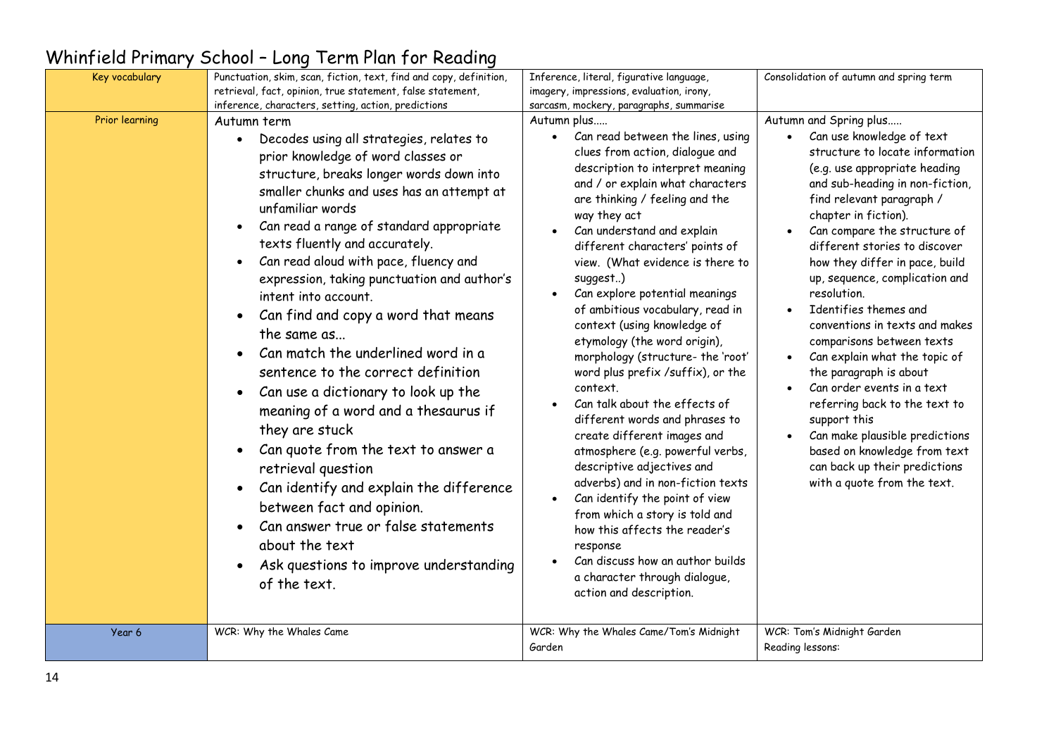# Whinfield Primary School – Long Term Plan for Reading

| Key vocabulary | Punctuation, skim, scan, fiction, text, find and copy, definition, retrieval, fact, opinion, true statement, false statement, inference, characters, setting, action, predictions | Inference, literal, figurative language, imagery, impressions, evaluation, irony, sarcasm, mockery, paragraphs, summarise | Consolidation of autumn and spring term |
|---|---|---|---|
| Prior learning | Autumn term<br>• Decodes using all strategies, relates to prior knowledge of word classes or structure, breaks longer words down into smaller chunks and uses has an attempt at unfamiliar words<br>• Can read a range of standard appropriate texts fluently and accurately.<br>• Can read aloud with pace, fluency and expression, taking punctuation and author's intent into account.<br>• Can find and copy a word that means the same as...<br>• Can match the underlined word in a sentence to the correct definition<br>• Can use a dictionary to look up the meaning of a word and a thesaurus if they are stuck<br>• Can quote from the text to answer a retrieval question<br>• Can identify and explain the difference between fact and opinion.<br>• Can answer true or false statements about the text<br>• Ask questions to improve understanding of the text. | Autumn plus.....<br>• Can read between the lines, using clues from action, dialogue and description to interpret meaning and / or explain what characters are thinking / feeling and the way they act<br>• Can understand and explain different characters' points of view. (What evidence is there to suggest..)<br>• Can explore potential meanings of ambitious vocabulary, read in context (using knowledge of etymology (the word origin), morphology (structure- the 'root' word plus prefix /suffix), or the context.<br>• Can talk about the effects of different words and phrases to create different images and atmosphere (e.g. powerful verbs, descriptive adjectives and adverbs) and in non-fiction texts<br>• Can identify the point of view from which a story is told and how this affects the reader's response<br>• Can discuss how an author builds a character through dialogue, action and description. | Autumn and Spring plus.....<br>• Can use knowledge of text structure to locate information (e.g. use appropriate heading and sub-heading in non-fiction, find relevant paragraph / chapter in fiction).<br>• Can compare the structure of different stories to discover how they differ in pace, build up, sequence, complication and resolution.<br>• Identifies themes and conventions in texts and makes comparisons between texts<br>• Can explain what the topic of the paragraph is about<br>• Can order events in a text referring back to the text to support this<br>• Can make plausible predictions based on knowledge from text can back up their predictions with a quote from the text. |
| Year 6 | WCR: Why the Whales Came | WCR: Why the Whales Came/Tom's Midnight Garden | WCR: Tom's Midnight Garden<br>Reading lessons: |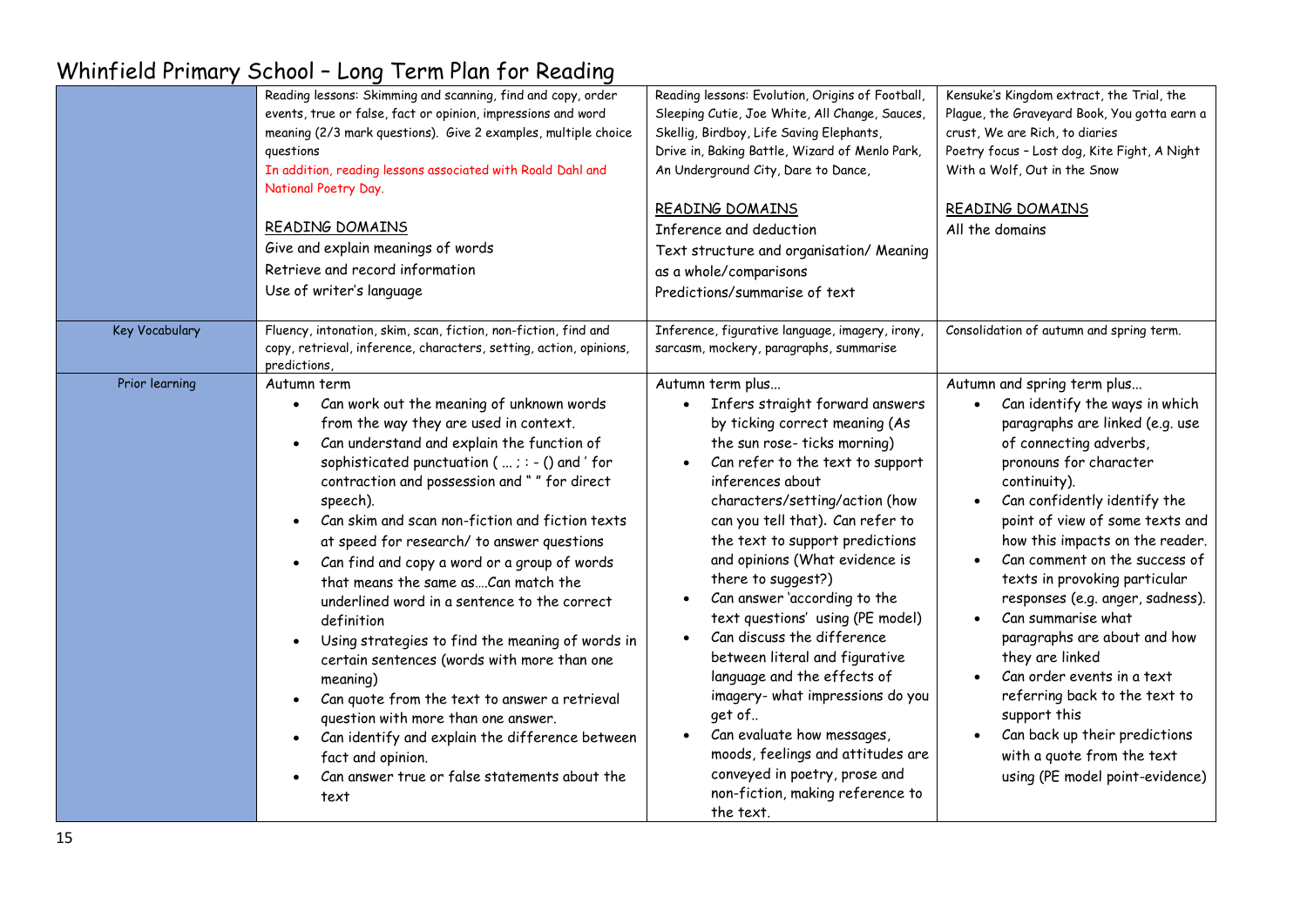# Whinfield Primary School – Long Term Plan for Reading

| | | | |
|---|---|---|---|
| | Reading lessons: Skimming and scanning, find and copy, order events, true or false, fact or opinion, impressions and word meaning (2/3 mark questions). Give 2 examples, multiple choice questions<br>In addition, reading lessons associated with Roald Dahl and National Poetry Day.<br><br>READING DOMAINS<br>Give and explain meanings of words<br>Retrieve and record information<br>Use of writer's language | Reading lessons: Evolution, Origins of Football, Sleeping Cutie, Joe White, All Change, Sauces, Skellig, Birdboy, Life Saving Elephants, Drive in, Baking Battle, Wizard of Menlo Park, An Underground City, Dare to Dance,<br><br>READING DOMAINS<br>Inference and deduction<br>Text structure and organisation/ Meaning as a whole/comparisons<br>Predictions/summarise of text | Kensuke's Kingdom extract, the Trial, the Plague, the Graveyard Book, You gotta earn a crust, We are Rich, to diaries<br>Poetry focus – Lost dog, Kite Fight, A Night With a Wolf, Out in the Snow<br><br>READING DOMAINS<br>All the domains |
| Key Vocabulary | Fluency, intonation, skim, scan, fiction, non-fiction, find and copy, retrieval, inference, characters, setting, action, opinions, predictions, | Inference, figurative language, imagery, irony, sarcasm, mockery, paragraphs, summarise | Consolidation of autumn and spring term. |
| Prior learning | Autumn term<br>• Can work out the meaning of unknown words from the way they are used in context.<br>• Can understand and explain the function of sophisticated punctuation ( ... ; : - () and ' for contraction and possession and " " for direct speech).<br>• Can skim and scan non-fiction and fiction texts at speed for research/ to answer questions<br>• Can find and copy a word or a group of words that means the same as….Can match the underlined word in a sentence to the correct definition<br>• Using strategies to find the meaning of words in certain sentences (words with more than one meaning)<br>• Can quote from the text to answer a retrieval question with more than one answer.<br>• Can identify and explain the difference between fact and opinion.<br>• Can answer true or false statements about the text | Autumn term plus...<br>• Infers straight forward answers by ticking correct meaning (As the sun rose- ticks morning)<br>• Can refer to the text to support inferences about characters/setting/action (how can you tell that). Can refer to the text to support predictions and opinions (What evidence is there to suggest?)<br>• Can answer 'according to the text questions' using (PE model)<br>• Can discuss the difference between literal and figurative language and the effects of imagery- what impressions do you get of..<br>• Can evaluate how messages, moods, feelings and attitudes are conveyed in poetry, prose and non-fiction, making reference to the text. | Autumn and spring term plus...<br>• Can identify the ways in which paragraphs are linked (e.g. use of connecting adverbs, pronouns for character continuity).<br>• Can confidently identify the point of view of some texts and how this impacts on the reader.<br>• Can comment on the success of texts in provoking particular responses (e.g. anger, sadness).<br>• Can summarise what paragraphs are about and how they are linked<br>• Can order events in a text referring back to the text to support this<br>• Can back up their predictions with a quote from the text using (PE model point-evidence) |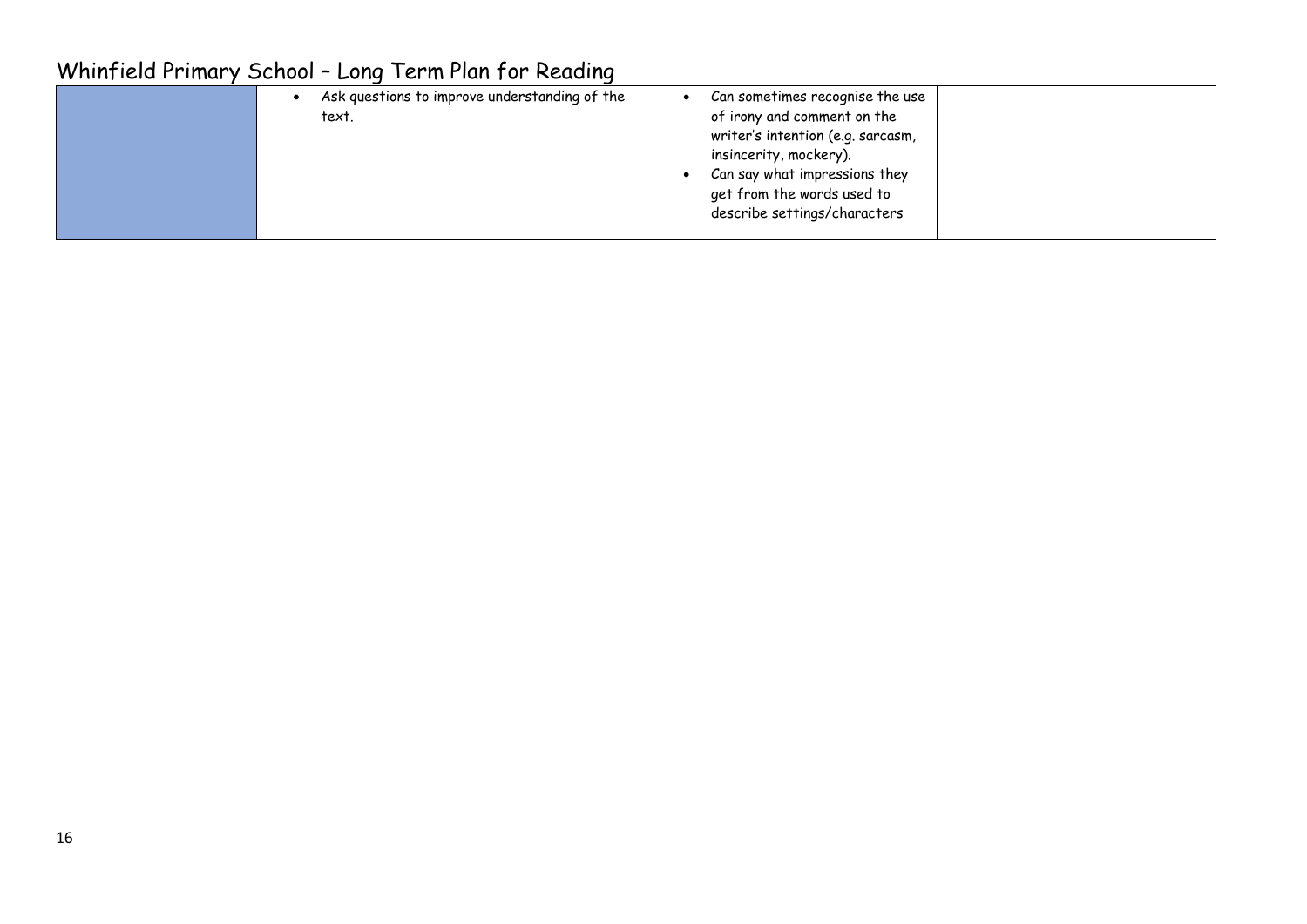| | | | |
|---|---|---|---|
| | • Ask questions to improve understanding of the text. | • Can sometimes recognise the use of irony and comment on the writer's intention (e.g. sarcasm, insincerity, mockery).<br>• Can say what impressions they get from the words used to describe settings/characters | |